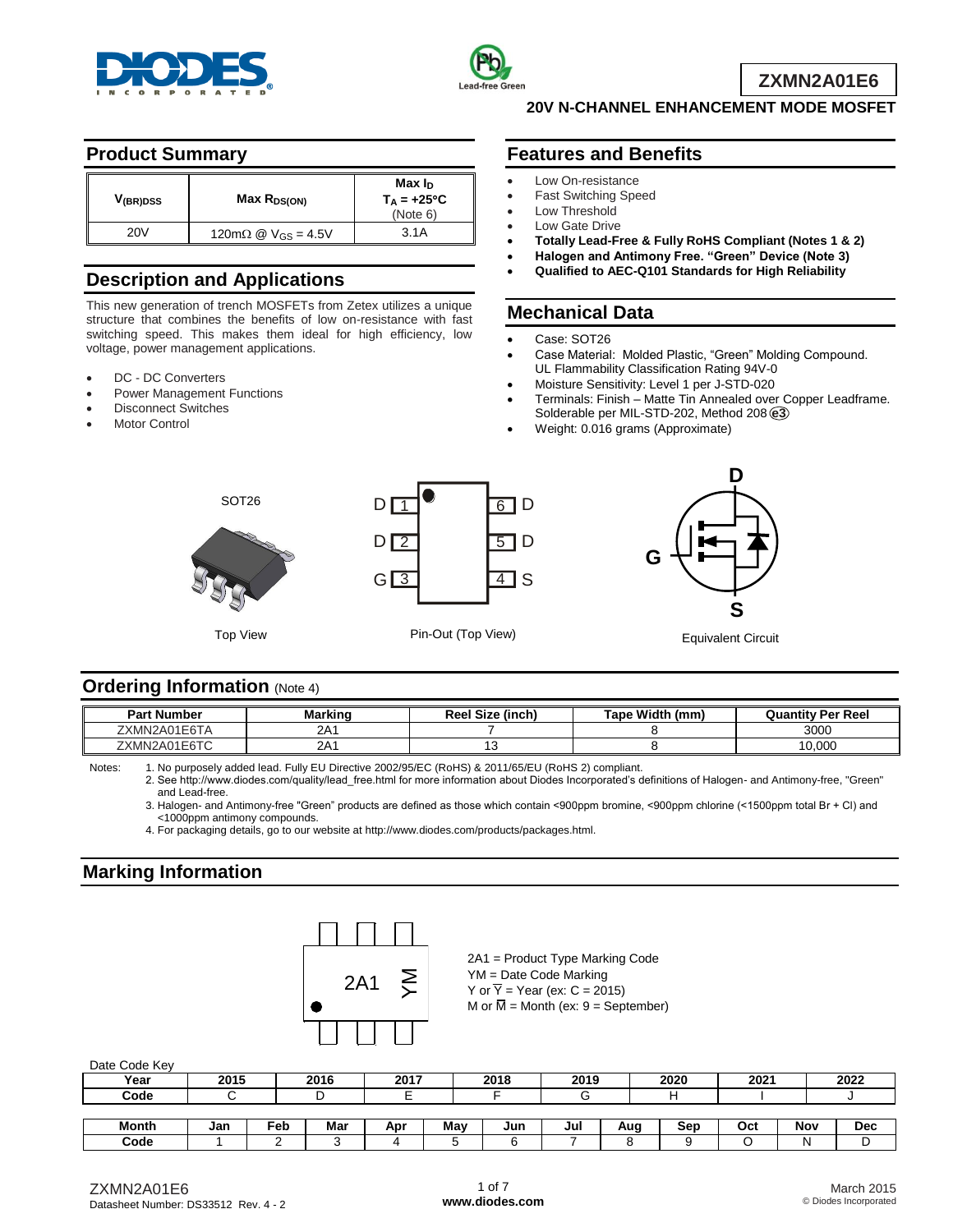# ZXMN2A01E6

## 20V N-CHANNEL ENHANCEMENT MODE MOSFET

## Product Summary

| $V_{(BR)DSS}$ | Max $R_{DS(ON)}$ | Max $I_D$ $T_A = +25°C$ (Note 6) |
|---|---|---|
| 20V | 120mΩ @ $V_{GS}$ = 4.5V | 3.1A |

## Description and Applications

This new generation of trench MOSFETs from Zetex utilizes a unique structure that combines the benefits of low on-resistance with fast switching speed. This makes them ideal for high efficiency, low voltage, power management applications.

- DC - DC Converters
- Power Management Functions
- Disconnect Switches
- Motor Control

## Features and Benefits

- Low On-resistance
- Fast Switching Speed
- Low Threshold
- Low Gate Drive
- **Totally Lead-Free & Fully RoHS Compliant (Notes 1 & 2)**
- **Halogen and Antimony Free. "Green" Device (Note 3)**
- **Qualified to AEC-Q101 Standards for High Reliability**

## Mechanical Data

- Case: SOT26
- Case Material: Molded Plastic, "Green" Molding Compound. UL Flammability Classification Rating 94V-0
- Moisture Sensitivity: Level 1 per J-STD-020
- Terminals: Finish – Matte Tin Annealed over Copper Leadframe. Solderable per MIL-STD-202, Method 208 (e3)
- Weight: 0.016 grams (Approximate)

SOT26

Top View

D 1 | 6 D
D 2 | 5 D
G 3 | 4 S

Pin-Out (Top View)

Equivalent Circuit

## Ordering Information (Note 4)

| Part Number | Marking | Reel Size (inch) | Tape Width (mm) | Quantity Per Reel |
|---|---|---|---|---|
| ZXMN2A01E6TA | 2A1 | 7 | 8 | 3000 |
| ZXMN2A01E6TC | 2A1 | 13 | 8 | 10,000 |

Notes:
1. No purposely added lead. Fully EU Directive 2002/95/EC (RoHS) & 2011/65/EU (RoHS 2) compliant.
2. See http://www.diodes.com/quality/lead_free.html for more information about Diodes Incorporated's definitions of Halogen- and Antimony-free, "Green" and Lead-free.
3. Halogen- and Antimony-free "Green" products are defined as those which contain <900ppm bromine, <900ppm chlorine (<1500ppm total Br + Cl) and <1000ppm antimony compounds.
4. For packaging details, go to our website at http://www.diodes.com/products/packages.html.

## Marking Information

2A1 YM

2A1 = Product Type Marking Code
YM = Date Code Marking
Y or $\overline{Y}$ = Year (ex: C = 2015)
M or $\overline{M}$ = Month (ex: 9 = September)

Date Code Key

| Year | 2015 | 2016 | 2017 | 2018 | 2019 | 2020 | 2021 | 2022 |
|---|---|---|---|---|---|---|---|---|
| Code | C | D | E | F | G | H | I | J |

| Month | Jan | Feb | Mar | Apr | May | Jun | Jul | Aug | Sep | Oct | Nov | Dec |
|---|---|---|---|---|---|---|---|---|---|---|---|---|
| Code | 1 | 2 | 3 | 4 | 5 | 6 | 7 | 8 | 9 | O | N | D |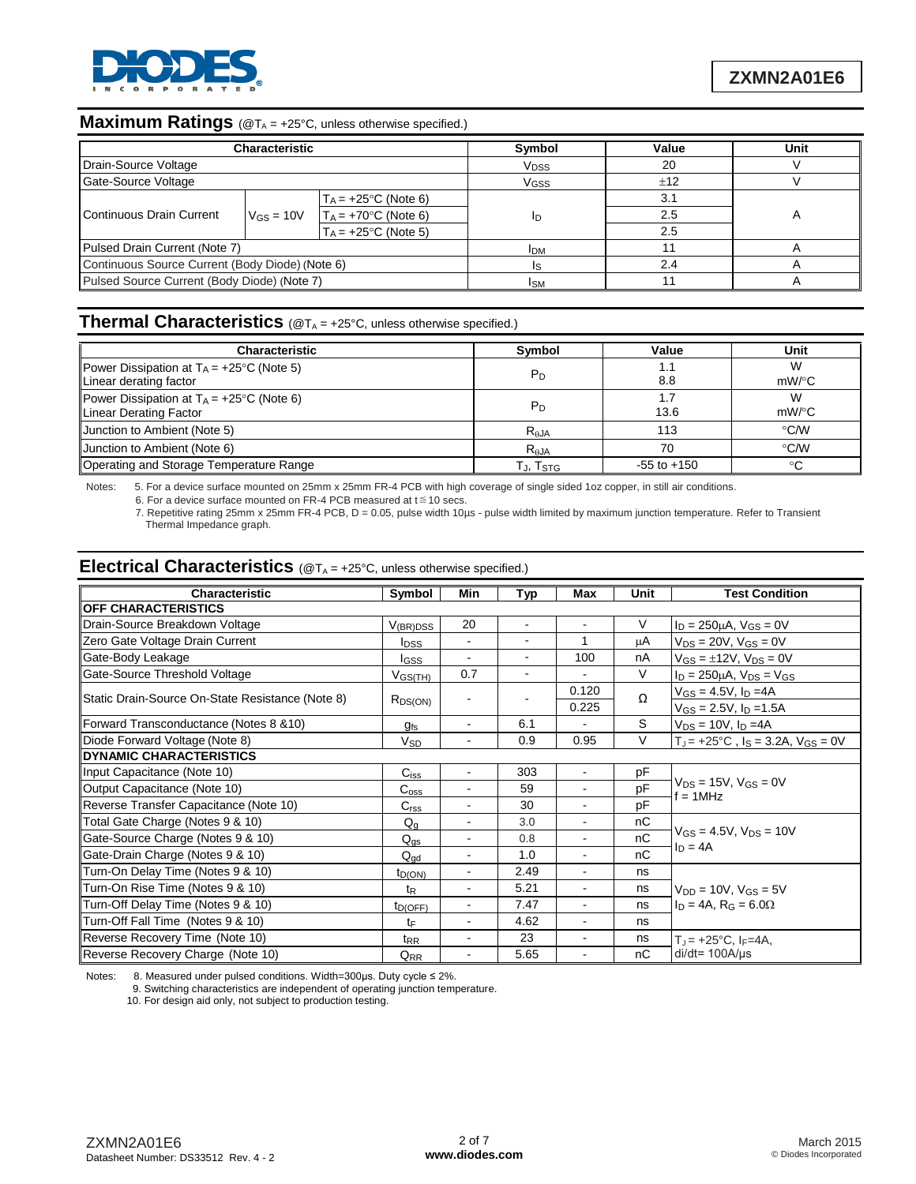## Maximum Ratings (@$T_A$ = +25°C, unless otherwise specified.)

| Characteristic | | | Symbol | Value | Unit |
|---|---|---|---|---|---|
| Drain-Source Voltage | | | $V_{DSS}$ | 20 | V |
| Gate-Source Voltage | | | $V_{GSS}$ | ±12 | V |
| Continuous Drain Current | $V_{GS}$ = 10V | $T_A$ = +25°C (Note 6) | $I_D$ | 3.1 | A |
| | | $T_A$ = +70°C (Note 6) | | 2.5 | |
| | | $T_A$ = +25°C (Note 5) | | 2.5 | |
| Pulsed Drain Current (Note 7) | | | $I_{DM}$ | 11 | A |
| Continuous Source Current (Body Diode) (Note 6) | | | $I_S$ | 2.4 | A |
| Pulsed Source Current (Body Diode) (Note 7) | | | $I_{SM}$ | 11 | A |

## Thermal Characteristics (@$T_A$ = +25°C, unless otherwise specified.)

| Characteristic | Symbol | Value | Unit |
|---|---|---|---|
| Power Dissipation at $T_A$ = +25°C (Note 5)<br>Linear derating factor | $P_D$ | 1.1<br>8.8 | W<br>mW/°C |
| Power Dissipation at $T_A$ = +25°C (Note 6)<br>Linear Derating Factor | $P_D$ | 1.7<br>13.6 | W<br>mW/°C |
| Junction to Ambient (Note 5) | $R_{\theta JA}$ | 113 | °C/W |
| Junction to Ambient (Note 6) | $R_{\theta JA}$ | 70 | °C/W |
| Operating and Storage Temperature Range | $T_J$, $T_{STG}$ | -55 to +150 | °C |

Notes:
5. For a device surface mounted on 25mm x 25mm FR-4 PCB with high coverage of single sided 1oz copper, in still air conditions.
6. For a device surface mounted on FR-4 PCB measured at t ≦ 10 secs.
7. Repetitive rating 25mm x 25mm FR-4 PCB, D = 0.05, pulse width 10µs - pulse width limited by maximum junction temperature. Refer to Transient Thermal Impedance graph.

## Electrical Characteristics (@$T_A$ = +25°C, unless otherwise specified.)

| Characteristic | Symbol | Min | Typ | Max | Unit | Test Condition |
|---|---|---|---|---|---|---|
| **OFF CHARACTERISTICS** | | | | | | |
| Drain-Source Breakdown Voltage | $V_{(BR)DSS}$ | 20 | - | - | V | $I_D$ = 250µA, $V_{GS}$ = 0V |
| Zero Gate Voltage Drain Current | $I_{DSS}$ | - | - | 1 | µA | $V_{DS}$ = 20V, $V_{GS}$ = 0V |
| Gate-Body Leakage | $I_{GSS}$ | - | - | 100 | nA | $V_{GS}$ = ±12V, $V_{DS}$ = 0V |
| Gate-Source Threshold Voltage | $V_{GS(TH)}$ | 0.7 | - | - | V | $I_D$ = 250µA, $V_{DS}$ = $V_{GS}$ |
| Static Drain-Source On-State Resistance (Note 8) | $R_{DS(ON)}$ | - | - | 0.120 | Ω | $V_{GS}$ = 4.5V, $I_D$ =4A |
| | | | | 0.225 | | $V_{GS}$ = 2.5V, $I_D$ =1.5A |
| Forward Transconductance (Notes 8 &10) | $g_{fs}$ | - | 6.1 | - | S | $V_{DS}$ = 10V, $I_D$ =4A |
| Diode Forward Voltage (Note 8) | $V_{SD}$ | - | 0.9 | 0.95 | V | $T_J$ = +25°C , $I_S$ = 3.2A, $V_{GS}$ = 0V |
| **DYNAMIC CHARACTERISTICS** | | | | | | |
| Input Capacitance (Note 10) | $C_{iss}$ | - | 303 | - | pF | $V_{DS}$ = 15V, $V_{GS}$ = 0V<br>f = 1MHz |
| Output Capacitance (Note 10) | $C_{oss}$ | - | 59 | - | pF | |
| Reverse Transfer Capacitance (Note 10) | $C_{rss}$ | - | 30 | - | pF | |
| Total Gate Charge (Notes 9 & 10) | $Q_g$ | - | 3.0 | - | nC | $V_{GS}$ = 4.5V, $V_{DS}$ = 10V<br>$I_D$ = 4A |
| Gate-Source Charge (Notes 9 & 10) | $Q_{gs}$ | - | 0.8 | - | nC | |
| Gate-Drain Charge (Notes 9 & 10) | $Q_{gd}$ | - | 1.0 | - | nC | |
| Turn-On Delay Time (Notes 9 & 10) | $t_{D(ON)}$ | - | 2.49 | - | ns | $V_{DD}$ = 10V, $V_{GS}$ = 5V<br>$I_D$ = 4A, $R_G$ = 6.0Ω |
| Turn-On Rise Time (Notes 9 & 10) | $t_R$ | - | 5.21 | - | ns | |
| Turn-Off Delay Time (Notes 9 & 10) | $t_{D(OFF)}$ | - | 7.47 | - | ns | |
| Turn-Off Fall Time (Notes 9 & 10) | $t_F$ | - | 4.62 | - | ns | |
| Reverse Recovery Time (Note 10) | $t_{RR}$ | - | 23 | - | ns | $T_J$ = +25°C, $I_F$=4A,<br>di/dt= 100A/µs |
| Reverse Recovery Charge (Note 10) | $Q_{RR}$ | - | 5.65 | - | nC | |

Notes:
8. Measured under pulsed conditions. Width=300µs. Duty cycle ≤ 2%.
9. Switching characteristics are independent of operating junction temperature.
10. For design aid only, not subject to production testing.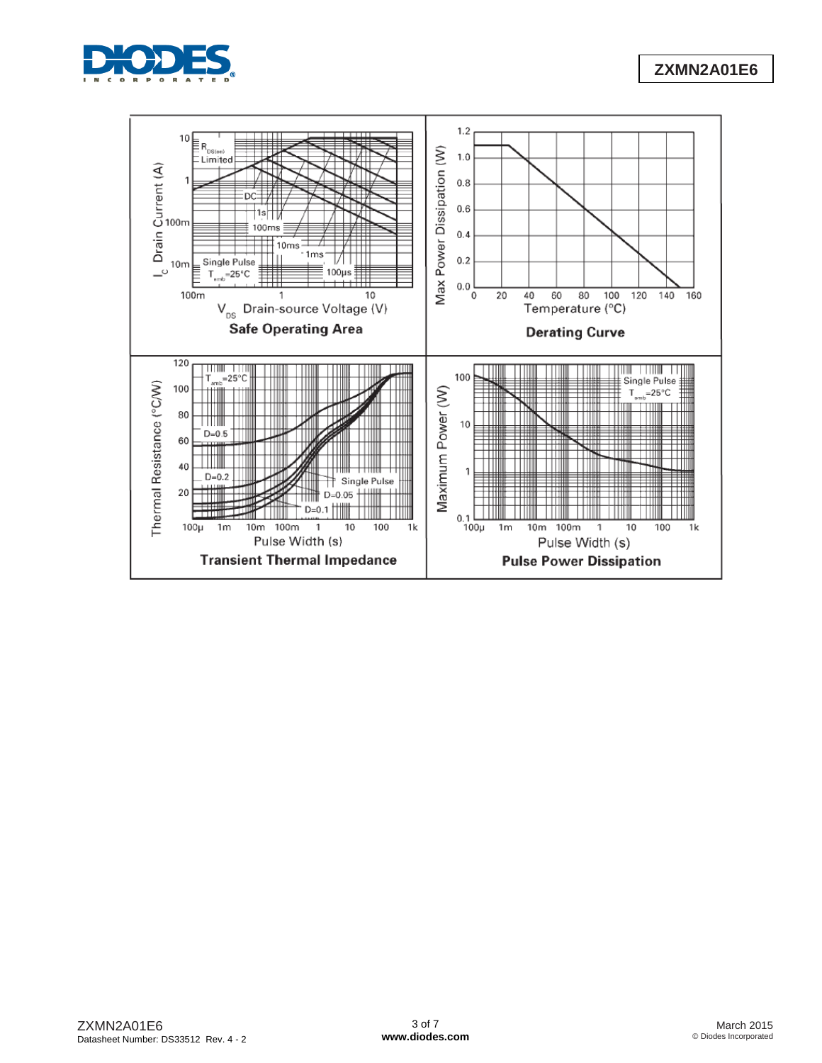**Safe Operating Area**

$I_D$ Drain Current (A) vs. $V_{DS}$ Drain-source Voltage (V)

$R_{DS(on)}$ Limited; DC; 1s; 100ms; 10ms; 1ms; 100µs; Single Pulse, $T_{amb}$=25°C

**Derating Curve**

Max Power Dissipation (W) vs. Temperature (°C)

**Transient Thermal Impedance**

Thermal Resistance (°C/W) vs. Pulse Width (s)

$T_{amb}$=25°C; D=0.5; D=0.2; Single Pulse; D=0.05; D=0.1

**Pulse Power Dissipation**

Maximum Power (W) vs. Pulse Width (s)

Single Pulse, $T_{amb}$=25°C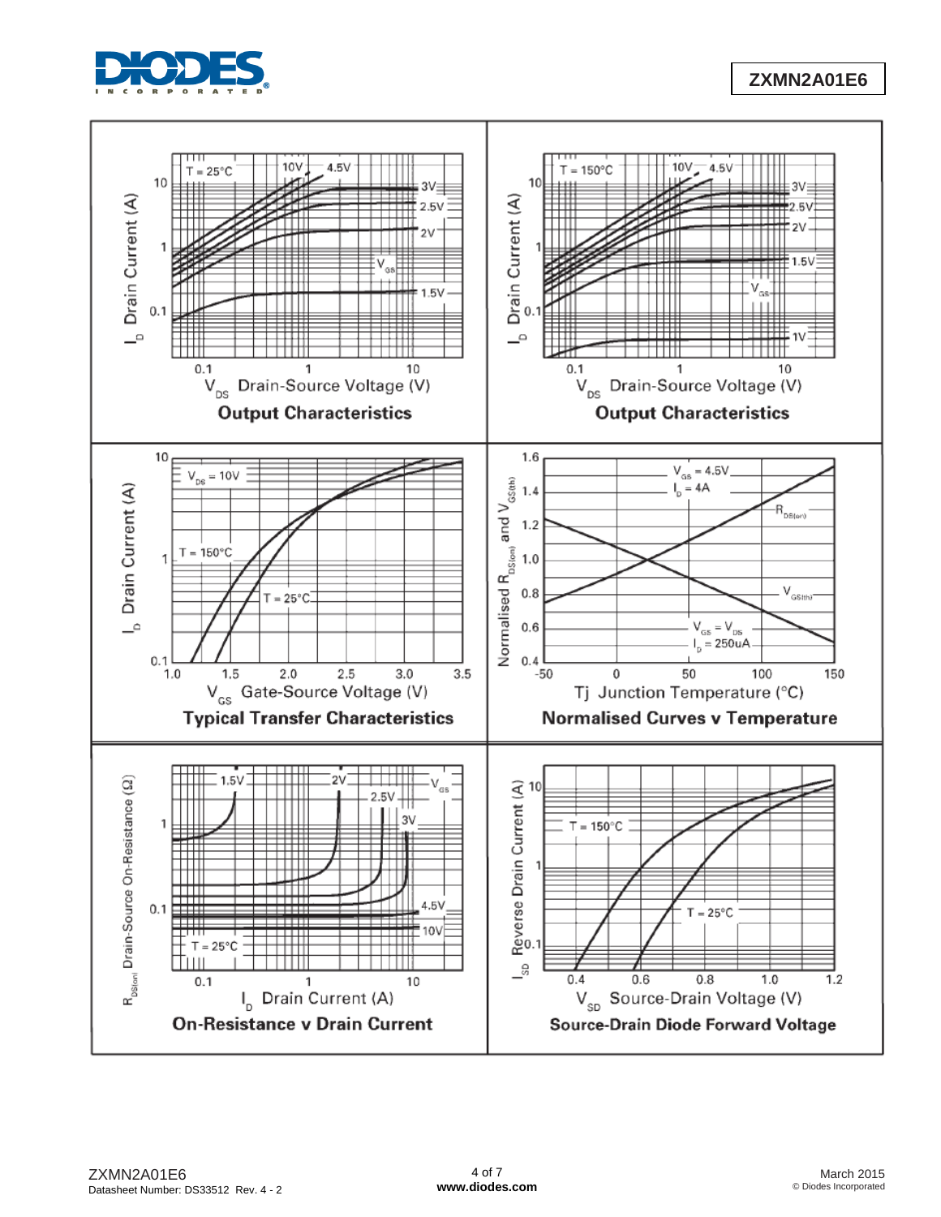**Output Characteristics** ($T = 25°C$)

**Output Characteristics** ($T = 150°C$)

**Typical Transfer Characteristics**

**Normalised Curves v Temperature**

**On-Resistance v Drain Current**

**Source-Drain Diode Forward Voltage**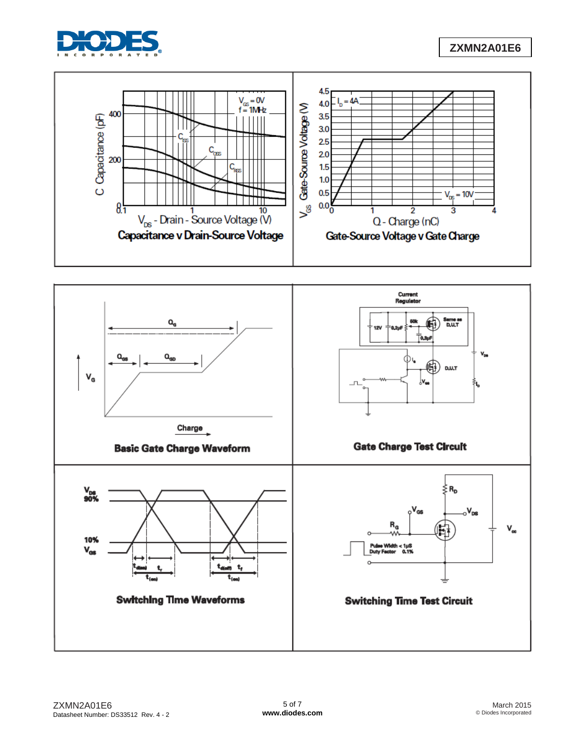**Capacitance v Drain-Source Voltage**

**Gate-Source Voltage v Gate Charge**

**Basic Gate Charge Waveform**

**Gate Charge Test Circuit**

**Switching Time Waveforms**

**Switching Time Test Circuit**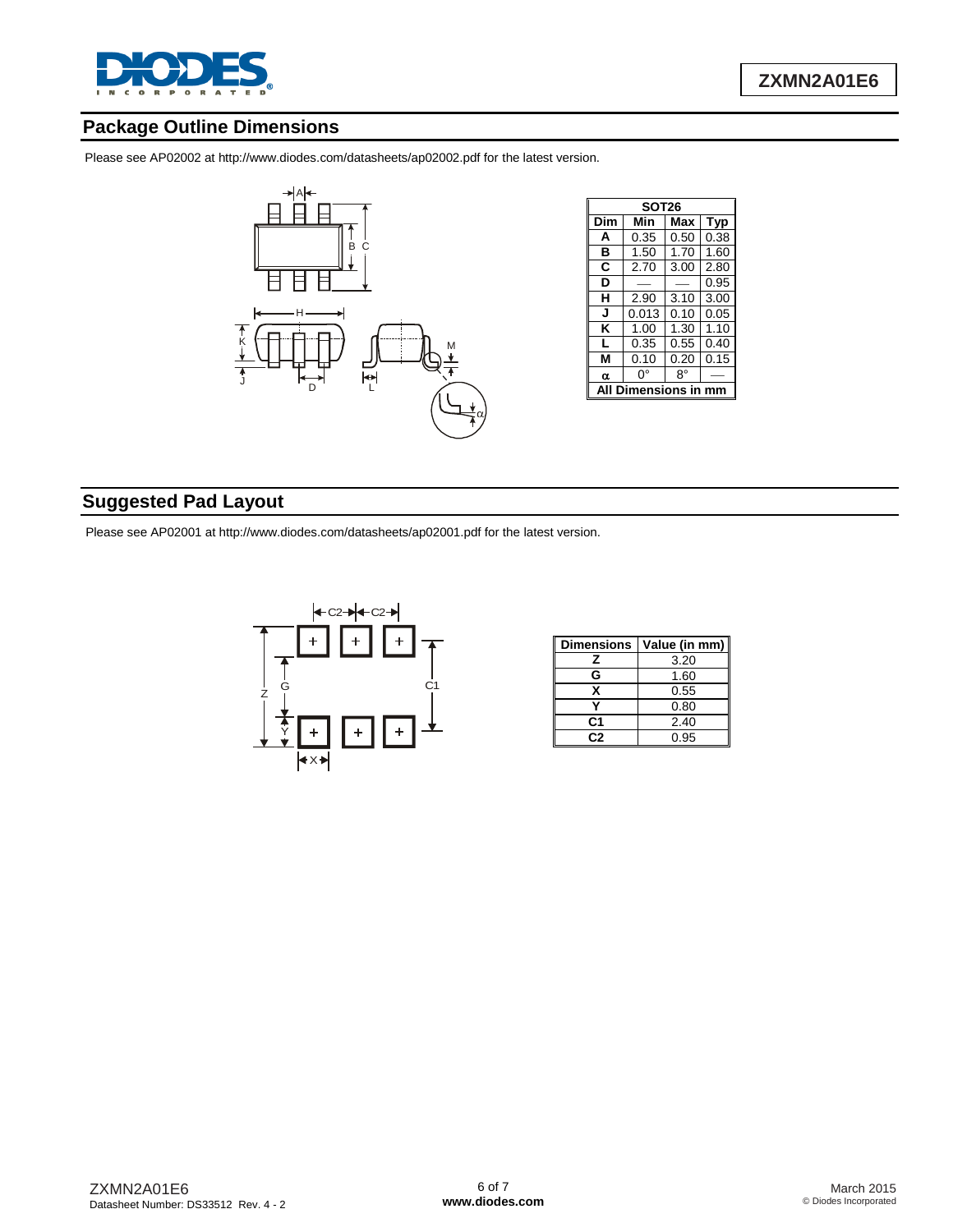## Package Outline Dimensions

Please see AP02002 at http://www.diodes.com/datasheets/ap02002.pdf for the latest version.

| SOT26 | | | |
|---|---|---|---|
| Dim | Min | Max | Typ |
| A | 0.35 | 0.50 | 0.38 |
| B | 1.50 | 1.70 | 1.60 |
| C | 2.70 | 3.00 | 2.80 |
| D | — | — | 0.95 |
| H | 2.90 | 3.10 | 3.00 |
| J | 0.013 | 0.10 | 0.05 |
| K | 1.00 | 1.30 | 1.10 |
| L | 0.35 | 0.55 | 0.40 |
| M | 0.10 | 0.20 | 0.15 |
| α | 0° | 8° | — |
| All Dimensions in mm | | | |

## Suggested Pad Layout

Please see AP02001 at http://www.diodes.com/datasheets/ap02001.pdf for the latest version.

| Dimensions | Value (in mm) |
|---|---|
| Z | 3.20 |
| G | 1.60 |
| X | 0.55 |
| Y | 0.80 |
| C1 | 2.40 |
| C2 | 0.95 |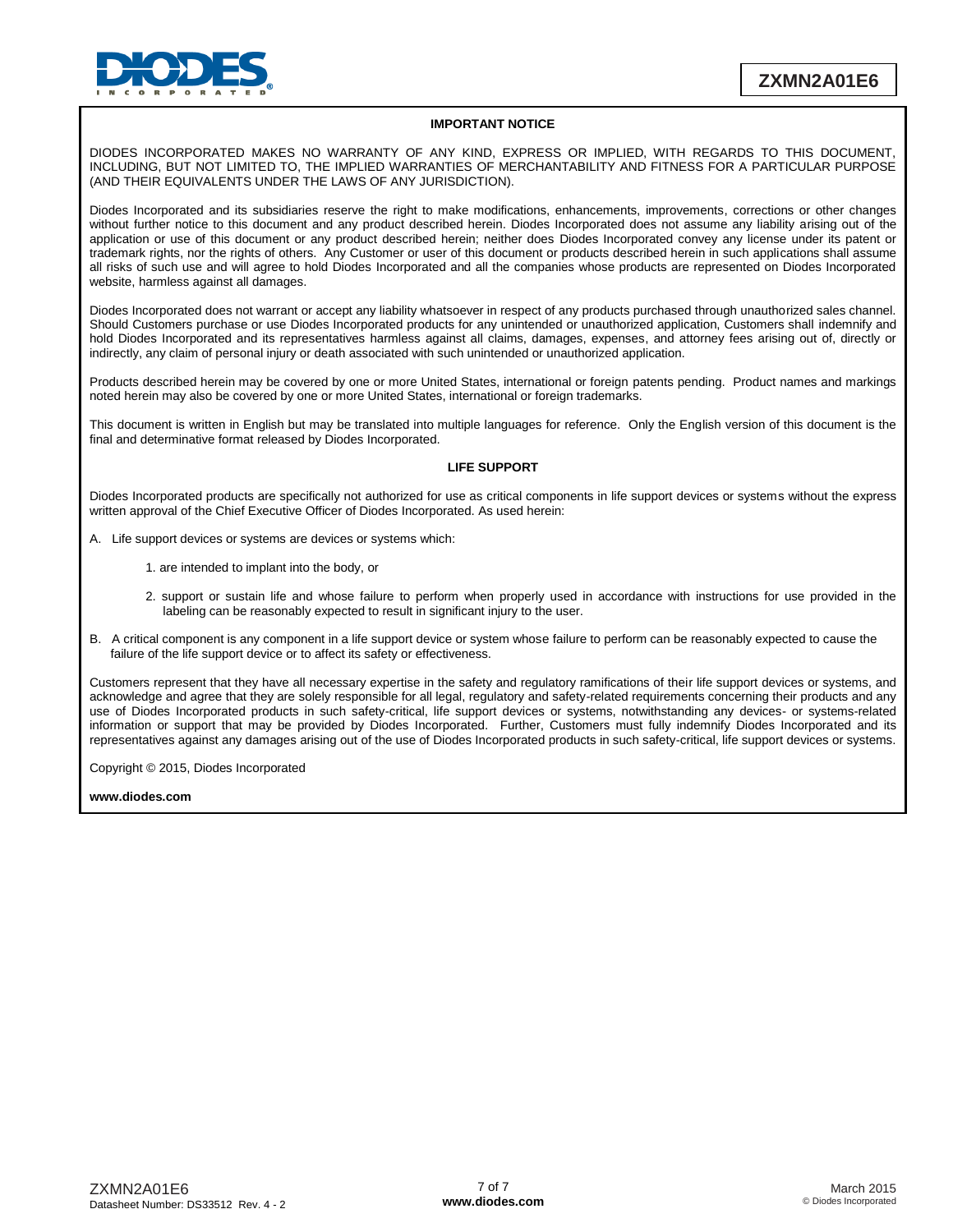## IMPORTANT NOTICE

DIODES INCORPORATED MAKES NO WARRANTY OF ANY KIND, EXPRESS OR IMPLIED, WITH REGARDS TO THIS DOCUMENT, INCLUDING, BUT NOT LIMITED TO, THE IMPLIED WARRANTIES OF MERCHANTABILITY AND FITNESS FOR A PARTICULAR PURPOSE (AND THEIR EQUIVALENTS UNDER THE LAWS OF ANY JURISDICTION).

Diodes Incorporated and its subsidiaries reserve the right to make modifications, enhancements, improvements, corrections or other changes without further notice to this document and any product described herein. Diodes Incorporated does not assume any liability arising out of the application or use of this document or any product described herein; neither does Diodes Incorporated convey any license under its patent or trademark rights, nor the rights of others. Any Customer or user of this document or products described herein in such applications shall assume all risks of such use and will agree to hold Diodes Incorporated and all the companies whose products are represented on Diodes Incorporated website, harmless against all damages.

Diodes Incorporated does not warrant or accept any liability whatsoever in respect of any products purchased through unauthorized sales channel. Should Customers purchase or use Diodes Incorporated products for any unintended or unauthorized application, Customers shall indemnify and hold Diodes Incorporated and its representatives harmless against all claims, damages, expenses, and attorney fees arising out of, directly or indirectly, any claim of personal injury or death associated with such unintended or unauthorized application.

Products described herein may be covered by one or more United States, international or foreign patents pending. Product names and markings noted herein may also be covered by one or more United States, international or foreign trademarks.

This document is written in English but may be translated into multiple languages for reference. Only the English version of this document is the final and determinative format released by Diodes Incorporated.

## LIFE SUPPORT

Diodes Incorporated products are specifically not authorized for use as critical components in life support devices or systems without the express written approval of the Chief Executive Officer of Diodes Incorporated. As used herein:

A. Life support devices or systems are devices or systems which:

   1. are intended to implant into the body, or

   2. support or sustain life and whose failure to perform when properly used in accordance with instructions for use provided in the labeling can be reasonably expected to result in significant injury to the user.

B. A critical component is any component in a life support device or system whose failure to perform can be reasonably expected to cause the failure of the life support device or to affect its safety or effectiveness.

Customers represent that they have all necessary expertise in the safety and regulatory ramifications of their life support devices or systems, and acknowledge and agree that they are solely responsible for all legal, regulatory and safety-related requirements concerning their products and any use of Diodes Incorporated products in such safety-critical, life support devices or systems, notwithstanding any devices- or systems-related information or support that may be provided by Diodes Incorporated. Further, Customers must fully indemnify Diodes Incorporated and its representatives against any damages arising out of the use of Diodes Incorporated products in such safety-critical, life support devices or systems.

Copyright © 2015, Diodes Incorporated

**www.diodes.com**